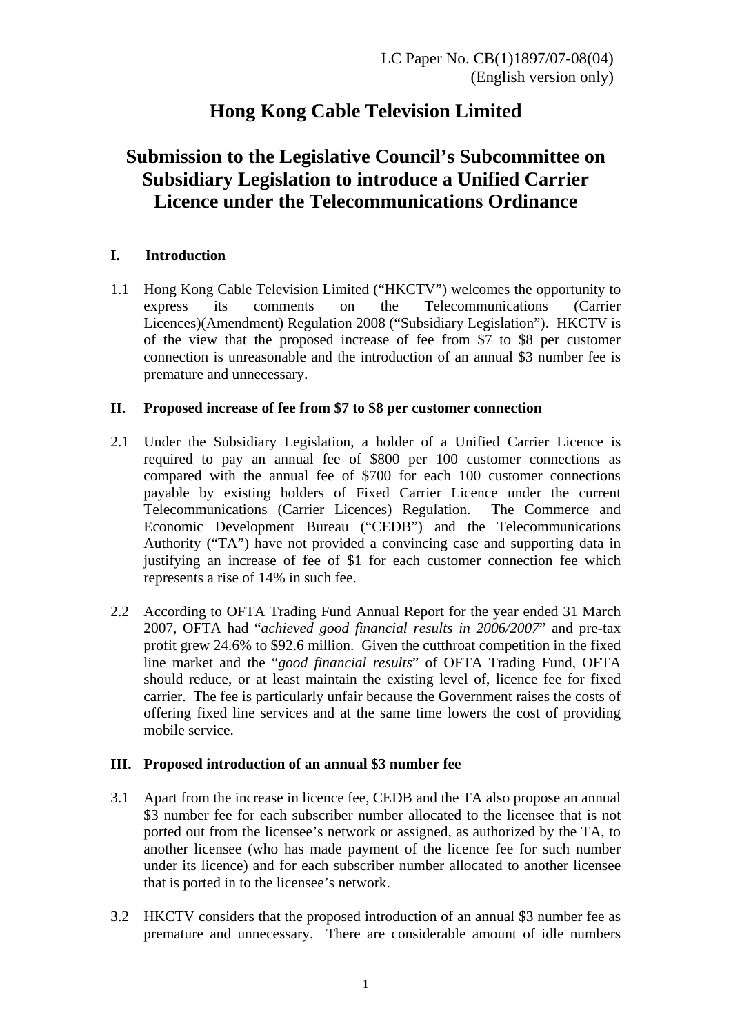LC Paper No. CB(1)1897/07-08(04)
(English version only)

# Hong Kong Cable Television Limited

## Submission to the Legislative Council's Subcommittee on Subsidiary Legislation to introduce a Unified Carrier Licence under the Telecommunications Ordinance

### I. Introduction

1.1 Hong Kong Cable Television Limited ("HKCTV") welcomes the opportunity to express its comments on the Telecommunications (Carrier Licences)(Amendment) Regulation 2008 ("Subsidiary Legislation"). HKCTV is of the view that the proposed increase of fee from $7 to $8 per customer connection is unreasonable and the introduction of an annual $3 number fee is premature and unnecessary.

### II. Proposed increase of fee from $7 to $8 per customer connection

2.1 Under the Subsidiary Legislation, a holder of a Unified Carrier Licence is required to pay an annual fee of $800 per 100 customer connections as compared with the annual fee of $700 for each 100 customer connections payable by existing holders of Fixed Carrier Licence under the current Telecommunications (Carrier Licences) Regulation. The Commerce and Economic Development Bureau ("CEDB") and the Telecommunications Authority ("TA") have not provided a convincing case and supporting data in justifying an increase of fee of $1 for each customer connection fee which represents a rise of 14% in such fee.

2.2 According to OFTA Trading Fund Annual Report for the year ended 31 March 2007, OFTA had "*achieved good financial results in 2006/2007*" and pre-tax profit grew 24.6% to $92.6 million. Given the cutthroat competition in the fixed line market and the "*good financial results*" of OFTA Trading Fund, OFTA should reduce, or at least maintain the existing level of, licence fee for fixed carrier. The fee is particularly unfair because the Government raises the costs of offering fixed line services and at the same time lowers the cost of providing mobile service.

### III. Proposed introduction of an annual $3 number fee

3.1 Apart from the increase in licence fee, CEDB and the TA also propose an annual $3 number fee for each subscriber number allocated to the licensee that is not ported out from the licensee's network or assigned, as authorized by the TA, to another licensee (who has made payment of the licence fee for such number under its licence) and for each subscriber number allocated to another licensee that is ported in to the licensee's network.

3.2 HKCTV considers that the proposed introduction of an annual $3 number fee as premature and unnecessary. There are considerable amount of idle numbers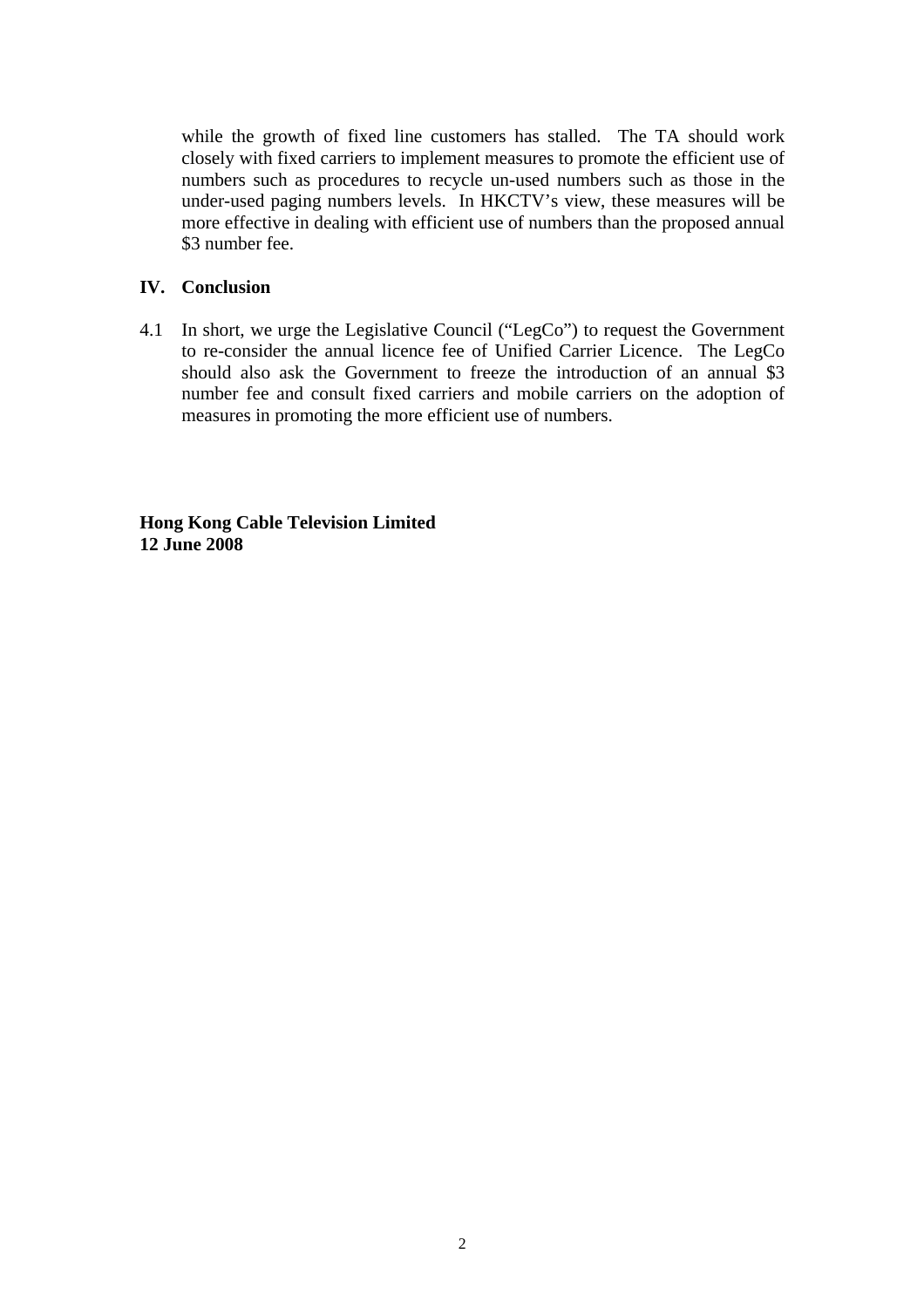while the growth of fixed line customers has stalled. The TA should work closely with fixed carriers to implement measures to promote the efficient use of numbers such as procedures to recycle un-used numbers such as those in the under-used paging numbers levels. In HKCTV's view, these measures will be more effective in dealing with efficient use of numbers than the proposed annual $3 number fee.

## IV. Conclusion

4.1 In short, we urge the Legislative Council ("LegCo") to request the Government to re-consider the annual licence fee of Unified Carrier Licence. The LegCo should also ask the Government to freeze the introduction of an annual $3 number fee and consult fixed carriers and mobile carriers on the adoption of measures in promoting the more efficient use of numbers.

**Hong Kong Cable Television Limited**
**12 June 2008**